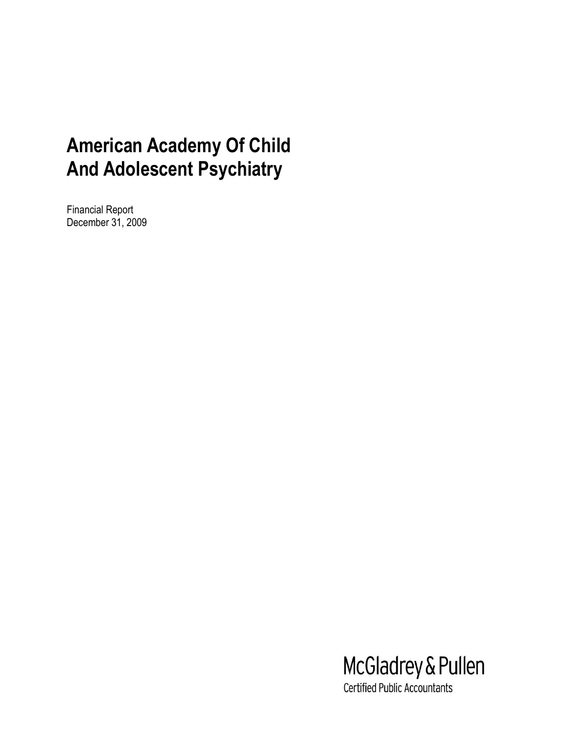# American Academy Of Child And Adolescent Psychiatry

Financial Report
December 31, 2009

McGladrey & Pullen
Certified Public Accountants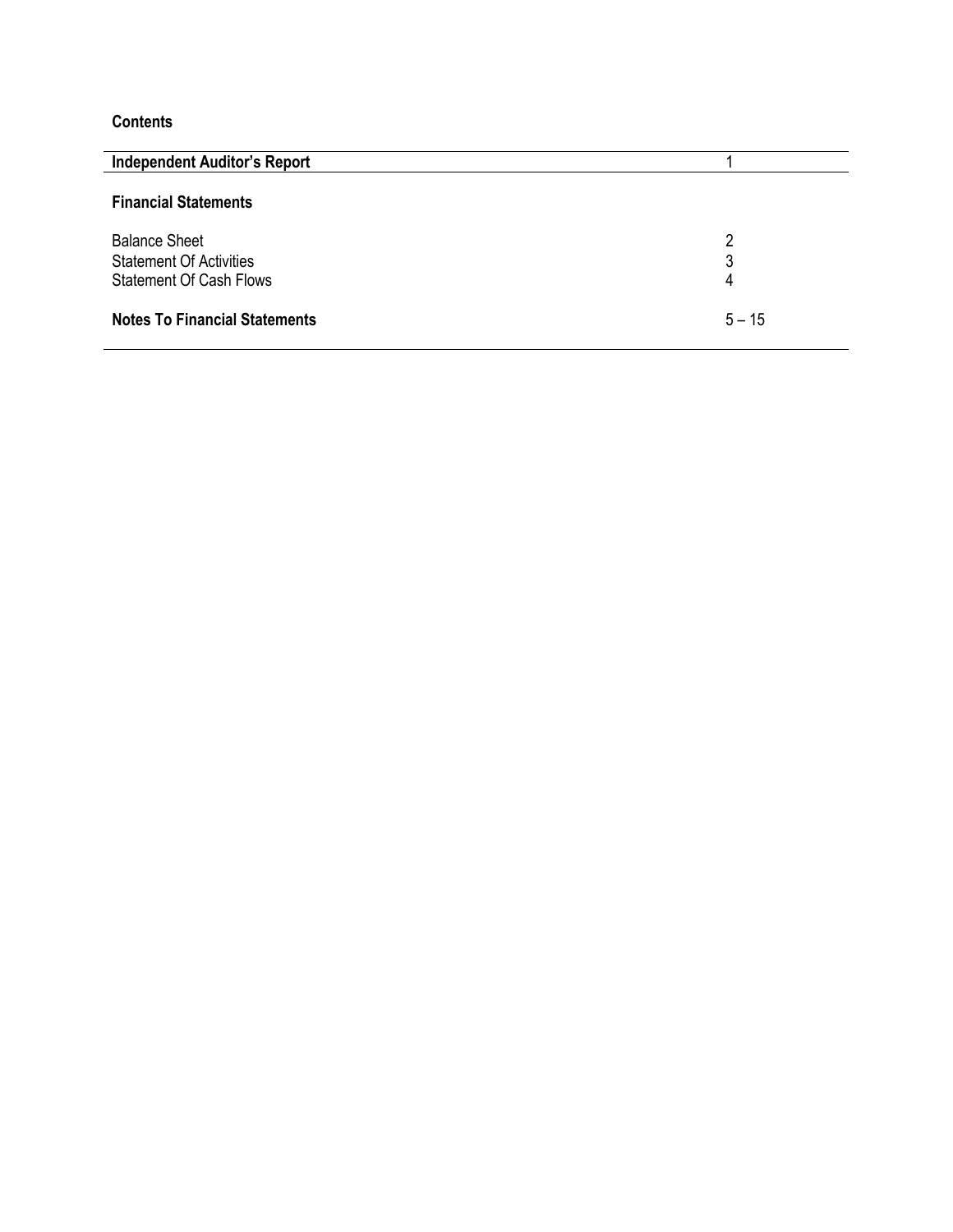## Contents

| | |
|---|---|
| **Independent Auditor's Report** | 1 |
| **Financial Statements** | |
| Balance Sheet | 2 |
| Statement Of Activities | 3 |
| Statement Of Cash Flows | 4 |
| **Notes To Financial Statements** | 5 – 15 |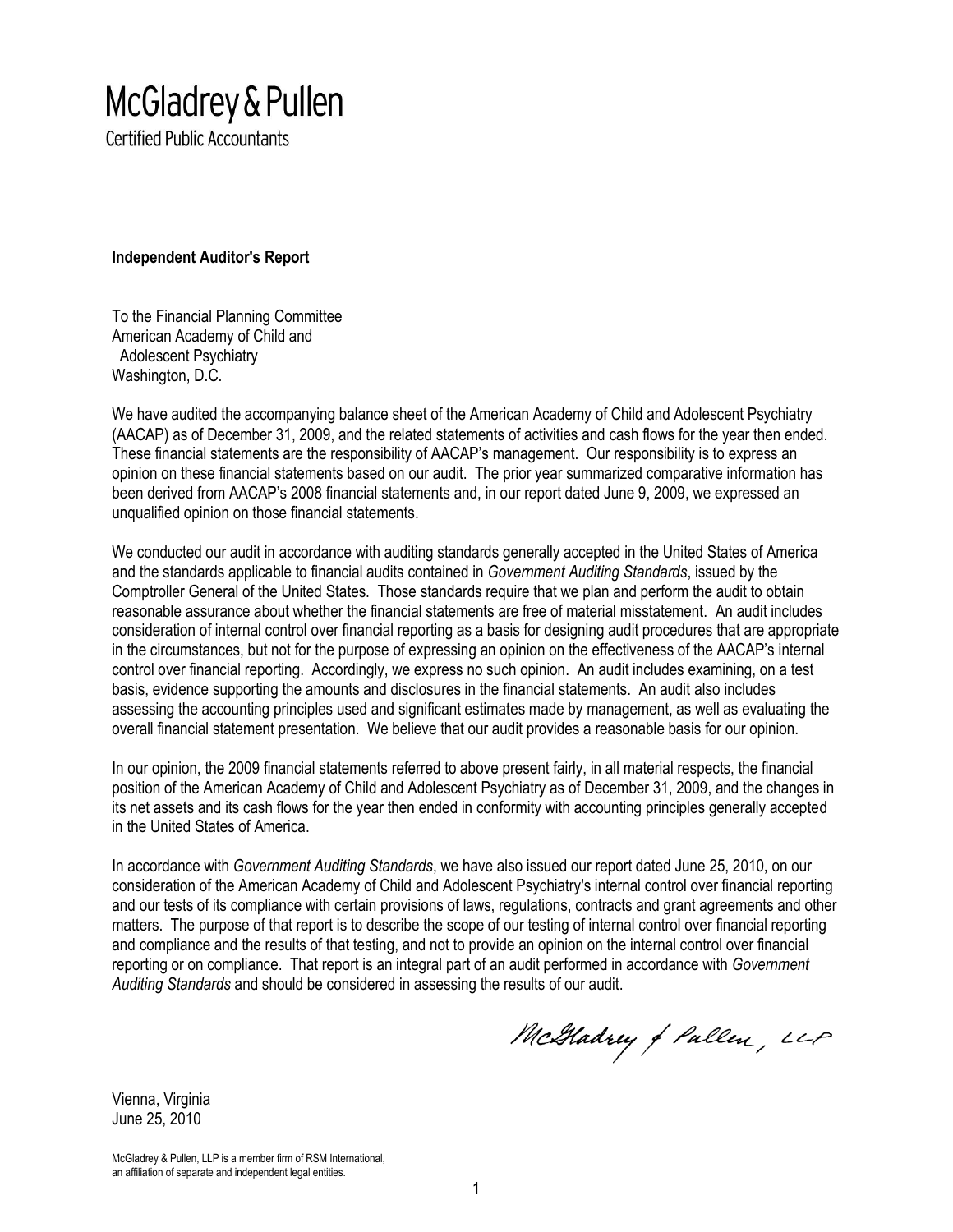McGladrey & Pullen

Certified Public Accountants

**Independent Auditor's Report**

To the Financial Planning Committee
American Academy of Child and
Adolescent Psychiatry
Washington, D.C.

We have audited the accompanying balance sheet of the American Academy of Child and Adolescent Psychiatry (AACAP) as of December 31, 2009, and the related statements of activities and cash flows for the year then ended. These financial statements are the responsibility of AACAP's management. Our responsibility is to express an opinion on these financial statements based on our audit. The prior year summarized comparative information has been derived from AACAP's 2008 financial statements and, in our report dated June 9, 2009, we expressed an unqualified opinion on those financial statements.

We conducted our audit in accordance with auditing standards generally accepted in the United States of America and the standards applicable to financial audits contained in *Government Auditing Standards*, issued by the Comptroller General of the United States. Those standards require that we plan and perform the audit to obtain reasonable assurance about whether the financial statements are free of material misstatement. An audit includes consideration of internal control over financial reporting as a basis for designing audit procedures that are appropriate in the circumstances, but not for the purpose of expressing an opinion on the effectiveness of the AACAP's internal control over financial reporting. Accordingly, we express no such opinion. An audit includes examining, on a test basis, evidence supporting the amounts and disclosures in the financial statements. An audit also includes assessing the accounting principles used and significant estimates made by management, as well as evaluating the overall financial statement presentation. We believe that our audit provides a reasonable basis for our opinion.

In our opinion, the 2009 financial statements referred to above present fairly, in all material respects, the financial position of the American Academy of Child and Adolescent Psychiatry as of December 31, 2009, and the changes in its net assets and its cash flows for the year then ended in conformity with accounting principles generally accepted in the United States of America.

In accordance with *Government Auditing Standards*, we have also issued our report dated June 25, 2010, on our consideration of the American Academy of Child and Adolescent Psychiatry's internal control over financial reporting and our tests of its compliance with certain provisions of laws, regulations, contracts and grant agreements and other matters. The purpose of that report is to describe the scope of our testing of internal control over financial reporting and compliance and the results of that testing, and not to provide an opinion on the internal control over financial reporting or on compliance. That report is an integral part of an audit performed in accordance with *Government Auditing Standards* and should be considered in assessing the results of our audit.

McGladrey & Pullen, LLP

Vienna, Virginia
June 25, 2010

McGladrey & Pullen, LLP is a member firm of RSM International, an affiliation of separate and independent legal entities.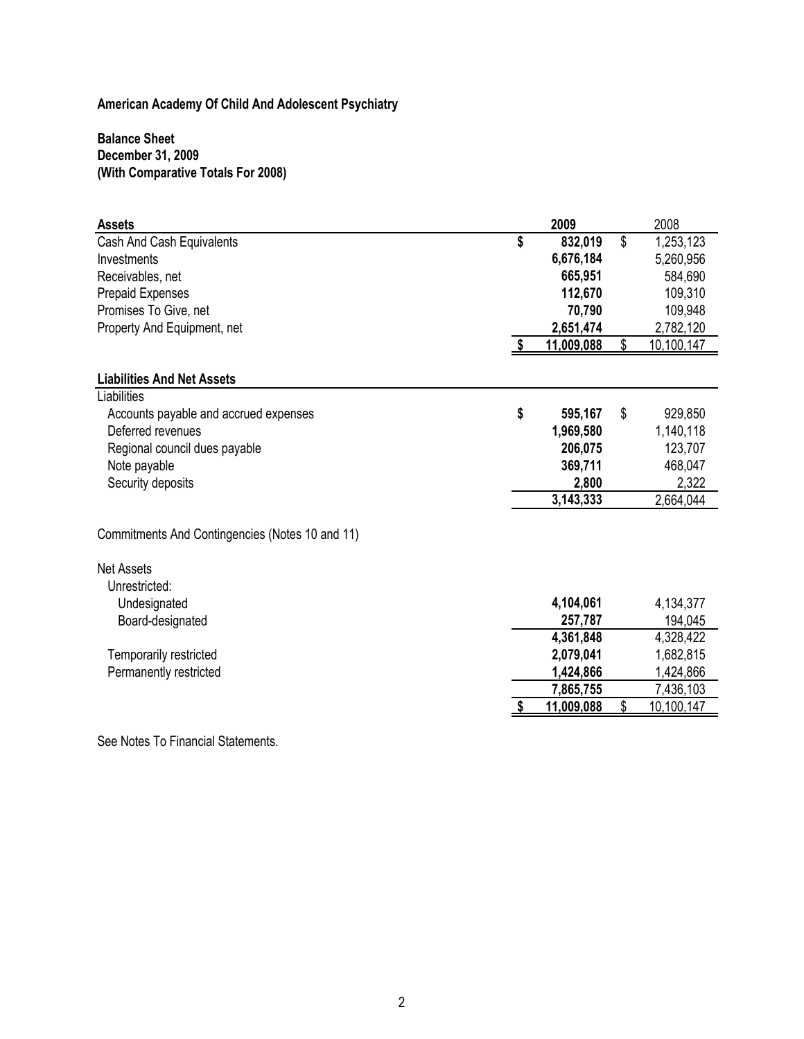**American Academy Of Child And Adolescent Psychiatry**

**Balance Sheet**
**December 31, 2009**
**(With Comparative Totals For 2008)**

| **Assets** | **2009** | 2008 |
|---|---|---|
| Cash And Cash Equivalents | **$ 832,019** | $ 1,253,123 |
| Investments | **6,676,184** | 5,260,956 |
| Receivables, net | **665,951** | 584,690 |
| Prepaid Expenses | **112,670** | 109,310 |
| Promises To Give, net | **70,790** | 109,948 |
| Property And Equipment, net | **2,651,474** | 2,782,120 |
| | **$ 11,009,088** | $ 10,100,147 |
| | | |
| **Liabilities And Net Assets** | | |
| Liabilities | | |
| Accounts payable and accrued expenses | **$ 595,167** | $ 929,850 |
| Deferred revenues | **1,969,580** | 1,140,118 |
| Regional council dues payable | **206,075** | 123,707 |
| Note payable | **369,711** | 468,047 |
| Security deposits | **2,800** | 2,322 |
| | **3,143,333** | 2,664,044 |
| | | |
| Commitments And Contingencies (Notes 10 and 11) | | |
| | | |
| Net Assets | | |
| Unrestricted: | | |
| Undesignated | **4,104,061** | 4,134,377 |
| Board-designated | **257,787** | 194,045 |
| | **4,361,848** | 4,328,422 |
| Temporarily restricted | **2,079,041** | 1,682,815 |
| Permanently restricted | **1,424,866** | 1,424,866 |
| | **7,865,755** | 7,436,103 |
| | **$ 11,009,088** | $ 10,100,147 |

See Notes To Financial Statements.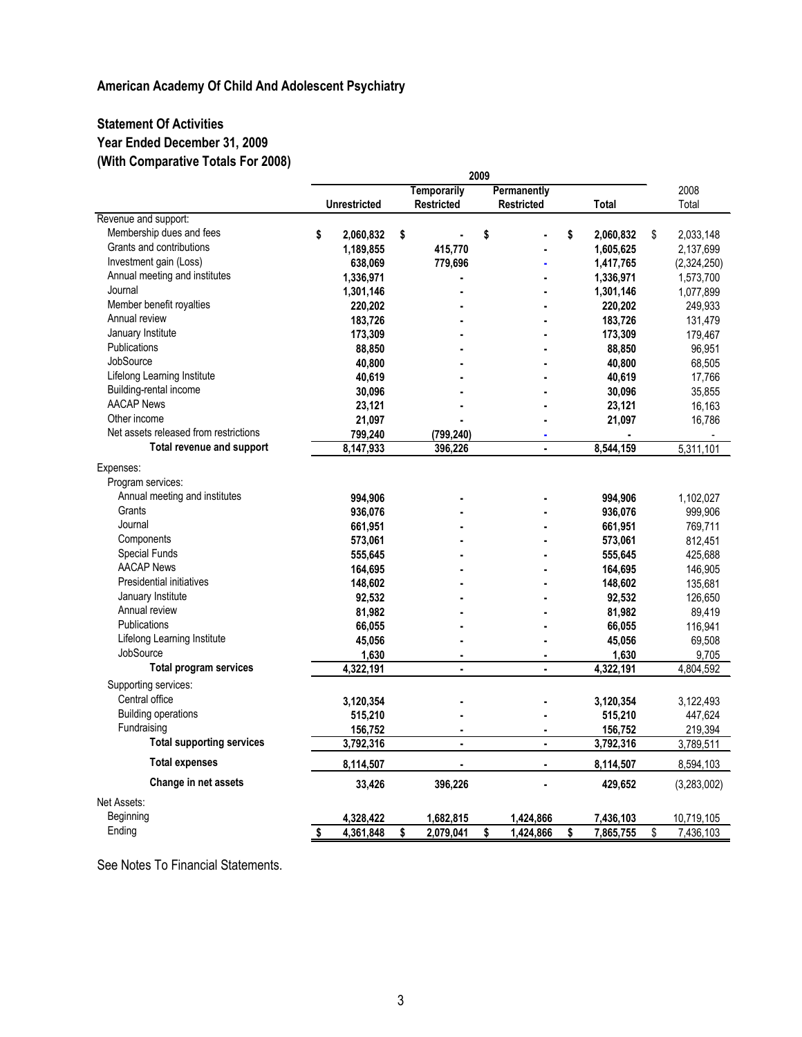## American Academy Of Child And Adolescent Psychiatry

### Statement Of Activities
### Year Ended December 31, 2009
### (With Comparative Totals For 2008)

| | 2009 | | | | 2008 |
|---|---|---|---|---|---|
| | Unrestricted | Temporarily Restricted | Permanently Restricted | Total | 2008 Total |
| **Revenue and support:** | | | | | |
| Membership dues and fees | $ 2,060,832 | $ - | $ - | $ 2,060,832 | $ 2,033,148 |
| Grants and contributions | 1,189,855 | 415,770 | - | 1,605,625 | 2,137,699 |
| Investment gain (Loss) | 638,069 | 779,696 | - | 1,417,765 | (2,324,250) |
| Annual meeting and institutes | 1,336,971 | - | - | 1,336,971 | 1,573,700 |
| Journal | 1,301,146 | - | - | 1,301,146 | 1,077,899 |
| Member benefit royalties | 220,202 | - | - | 220,202 | 249,933 |
| Annual review | 183,726 | - | - | 183,726 | 131,479 |
| January Institute | 173,309 | - | - | 173,309 | 179,467 |
| Publications | 88,850 | - | - | 88,850 | 96,951 |
| JobSource | 40,800 | - | - | 40,800 | 68,505 |
| Lifelong Learning Institute | 40,619 | - | - | 40,619 | 17,766 |
| Building-rental income | 30,096 | - | - | 30,096 | 35,855 |
| AACAP News | 23,121 | - | - | 23,121 | 16,163 |
| Other income | 21,097 | - | - | 21,097 | 16,786 |
| Net assets released from restrictions | 799,240 | (799,240) | - | - | - |
| **Total revenue and support** | 8,147,933 | 396,226 | - | 8,544,159 | 5,311,101 |
| **Expenses:** | | | | | |
| Program services: | | | | | |
| Annual meeting and institutes | 994,906 | - | - | 994,906 | 1,102,027 |
| Grants | 936,076 | - | - | 936,076 | 999,906 |
| Journal | 661,951 | - | - | 661,951 | 769,711 |
| Components | 573,061 | - | - | 573,061 | 812,451 |
| Special Funds | 555,645 | - | - | 555,645 | 425,688 |
| AACAP News | 164,695 | - | - | 164,695 | 146,905 |
| Presidential initiatives | 148,602 | - | - | 148,602 | 135,681 |
| January Institute | 92,532 | - | - | 92,532 | 126,650 |
| Annual review | 81,982 | - | - | 81,982 | 89,419 |
| Publications | 66,055 | - | - | 66,055 | 116,941 |
| Lifelong Learning Institute | 45,056 | - | - | 45,056 | 69,508 |
| JobSource | 1,630 | - | - | 1,630 | 9,705 |
| **Total program services** | 4,322,191 | - | - | 4,322,191 | 4,804,592 |
| Supporting services: | | | | | |
| Central office | 3,120,354 | - | - | 3,120,354 | 3,122,493 |
| Building operations | 515,210 | - | - | 515,210 | 447,624 |
| Fundraising | 156,752 | - | - | 156,752 | 219,394 |
| **Total supporting services** | 3,792,316 | - | - | 3,792,316 | 3,789,511 |
| **Total expenses** | 8,114,507 | - | - | 8,114,507 | 8,594,103 |
| **Change in net assets** | 33,426 | 396,226 | - | 429,652 | (3,283,002) |
| **Net Assets:** | | | | | |
| Beginning | 4,328,422 | 1,682,815 | 1,424,866 | 7,436,103 | 10,719,105 |
| Ending | $ 4,361,848 | $ 2,079,041 | $ 1,424,866 | $ 7,865,755 | $ 7,436,103 |

See Notes To Financial Statements.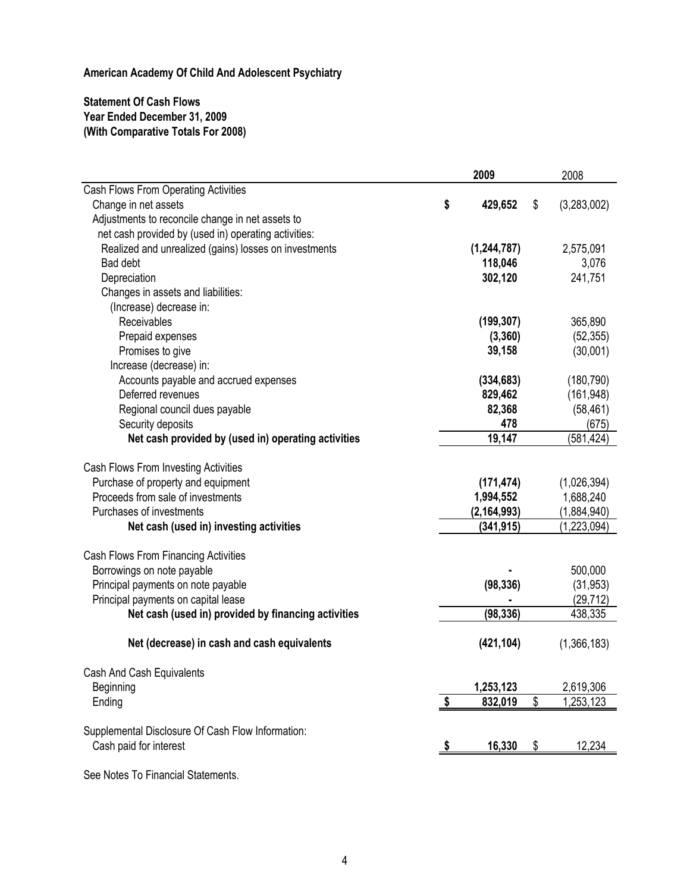**American Academy Of Child And Adolescent Psychiatry**

**Statement Of Cash Flows**
**Year Ended December 31, 2009**
**(With Comparative Totals For 2008)**

| | **2009** | 2008 |
|---|---|---|
| Cash Flows From Operating Activities | | |
| Change in net assets | **$ 429,652** | $ (3,283,002) |
| Adjustments to reconcile change in net assets to net cash provided by (used in) operating activities: | | |
| Realized and unrealized (gains) losses on investments | **(1,244,787)** | 2,575,091 |
| Bad debt | **118,046** | 3,076 |
| Depreciation | **302,120** | 241,751 |
| Changes in assets and liabilities: | | |
| (Increase) decrease in: | | |
| Receivables | **(199,307)** | 365,890 |
| Prepaid expenses | **(3,360)** | (52,355) |
| Promises to give | **39,158** | (30,001) |
| Increase (decrease) in: | | |
| Accounts payable and accrued expenses | **(334,683)** | (180,790) |
| Deferred revenues | **829,462** | (161,948) |
| Regional council dues payable | **82,368** | (58,461) |
| Security deposits | **478** | (675) |
| **Net cash provided by (used in) operating activities** | **19,147** | (581,424) |
| | | |
| Cash Flows From Investing Activities | | |
| Purchase of property and equipment | **(171,474)** | (1,026,394) |
| Proceeds from sale of investments | **1,994,552** | 1,688,240 |
| Purchases of investments | **(2,164,993)** | (1,884,940) |
| **Net cash (used in) investing activities** | **(341,915)** | (1,223,094) |
| | | |
| Cash Flows From Financing Activities | | |
| Borrowings on note payable | **-** | 500,000 |
| Principal payments on note payable | **(98,336)** | (31,953) |
| Principal payments on capital lease | **-** | (29,712) |
| **Net cash (used in) provided by financing activities** | **(98,336)** | 438,335 |
| | | |
| **Net (decrease) in cash and cash equivalents** | **(421,104)** | (1,366,183) |
| | | |
| Cash And Cash Equivalents | | |
| Beginning | **1,253,123** | 2,619,306 |
| Ending | **$ 832,019** | $ 1,253,123 |
| | | |
| Supplemental Disclosure Of Cash Flow Information: | | |
| Cash paid for interest | **$ 16,330** | $ 12,234 |

See Notes To Financial Statements.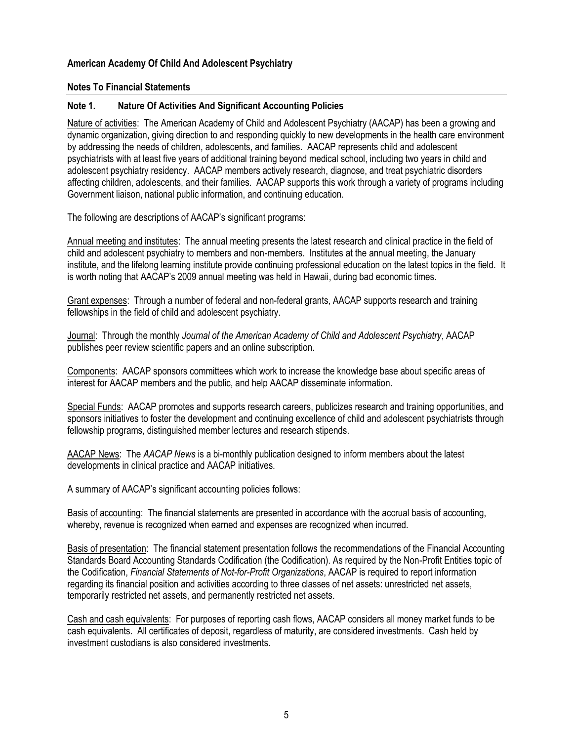**American Academy Of Child And Adolescent Psychiatry**

**Notes To Financial Statements**

## Note 1. Nature Of Activities And Significant Accounting Policies

Nature of activities: The American Academy of Child and Adolescent Psychiatry (AACAP) has been a growing and dynamic organization, giving direction to and responding quickly to new developments in the health care environment by addressing the needs of children, adolescents, and families. AACAP represents child and adolescent psychiatrists with at least five years of additional training beyond medical school, including two years in child and adolescent psychiatry residency. AACAP members actively research, diagnose, and treat psychiatric disorders affecting children, adolescents, and their families. AACAP supports this work through a variety of programs including Government liaison, national public information, and continuing education.

The following are descriptions of AACAP's significant programs:

Annual meeting and institutes: The annual meeting presents the latest research and clinical practice in the field of child and adolescent psychiatry to members and non-members. Institutes at the annual meeting, the January institute, and the lifelong learning institute provide continuing professional education on the latest topics in the field. It is worth noting that AACAP's 2009 annual meeting was held in Hawaii, during bad economic times.

Grant expenses: Through a number of federal and non-federal grants, AACAP supports research and training fellowships in the field of child and adolescent psychiatry.

Journal: Through the monthly *Journal of the American Academy of Child and Adolescent Psychiatry*, AACAP publishes peer review scientific papers and an online subscription.

Components: AACAP sponsors committees which work to increase the knowledge base about specific areas of interest for AACAP members and the public, and help AACAP disseminate information.

Special Funds: AACAP promotes and supports research careers, publicizes research and training opportunities, and sponsors initiatives to foster the development and continuing excellence of child and adolescent psychiatrists through fellowship programs, distinguished member lectures and research stipends.

AACAP News: The *AACAP News* is a bi-monthly publication designed to inform members about the latest developments in clinical practice and AACAP initiatives.

A summary of AACAP's significant accounting policies follows:

Basis of accounting: The financial statements are presented in accordance with the accrual basis of accounting, whereby, revenue is recognized when earned and expenses are recognized when incurred.

Basis of presentation: The financial statement presentation follows the recommendations of the Financial Accounting Standards Board Accounting Standards Codification (the Codification). As required by the Non-Profit Entities topic of the Codification, *Financial Statements of Not-for-Profit Organizations*, AACAP is required to report information regarding its financial position and activities according to three classes of net assets: unrestricted net assets, temporarily restricted net assets, and permanently restricted net assets.

Cash and cash equivalents: For purposes of reporting cash flows, AACAP considers all money market funds to be cash equivalents. All certificates of deposit, regardless of maturity, are considered investments. Cash held by investment custodians is also considered investments.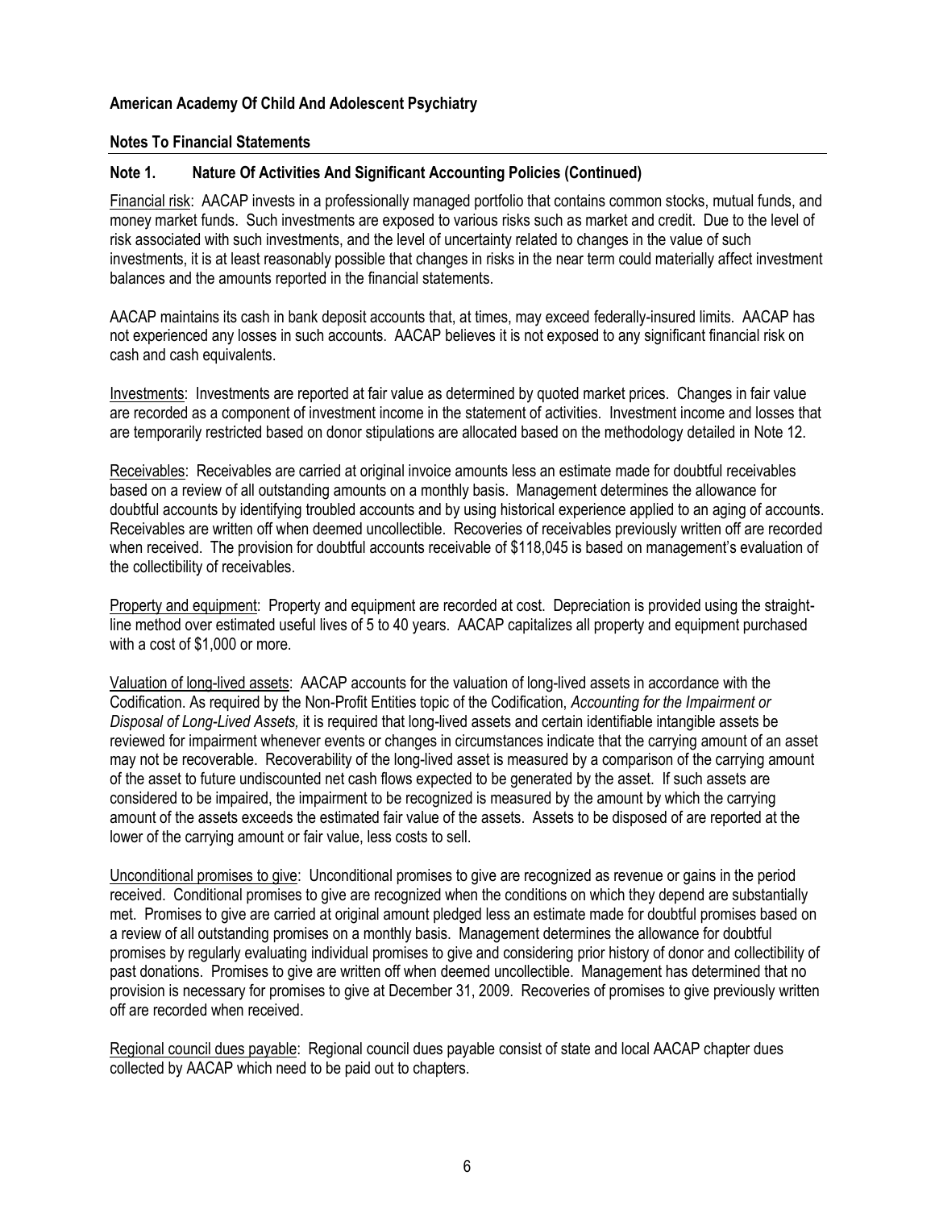**American Academy Of Child And Adolescent Psychiatry**

**Notes To Financial Statements**

## Note 1. Nature Of Activities And Significant Accounting Policies (Continued)

Financial risk: AACAP invests in a professionally managed portfolio that contains common stocks, mutual funds, and money market funds. Such investments are exposed to various risks such as market and credit. Due to the level of risk associated with such investments, and the level of uncertainty related to changes in the value of such investments, it is at least reasonably possible that changes in risks in the near term could materially affect investment balances and the amounts reported in the financial statements.

AACAP maintains its cash in bank deposit accounts that, at times, may exceed federally-insured limits. AACAP has not experienced any losses in such accounts. AACAP believes it is not exposed to any significant financial risk on cash and cash equivalents.

Investments: Investments are reported at fair value as determined by quoted market prices. Changes in fair value are recorded as a component of investment income in the statement of activities. Investment income and losses that are temporarily restricted based on donor stipulations are allocated based on the methodology detailed in Note 12.

Receivables: Receivables are carried at original invoice amounts less an estimate made for doubtful receivables based on a review of all outstanding amounts on a monthly basis. Management determines the allowance for doubtful accounts by identifying troubled accounts and by using historical experience applied to an aging of accounts. Receivables are written off when deemed uncollectible. Recoveries of receivables previously written off are recorded when received. The provision for doubtful accounts receivable of $118,045 is based on management's evaluation of the collectibility of receivables.

Property and equipment: Property and equipment are recorded at cost. Depreciation is provided using the straight-line method over estimated useful lives of 5 to 40 years. AACAP capitalizes all property and equipment purchased with a cost of $1,000 or more.

Valuation of long-lived assets: AACAP accounts for the valuation of long-lived assets in accordance with the Codification. As required by the Non-Profit Entities topic of the Codification, *Accounting for the Impairment or Disposal of Long-Lived Assets,* it is required that long-lived assets and certain identifiable intangible assets be reviewed for impairment whenever events or changes in circumstances indicate that the carrying amount of an asset may not be recoverable. Recoverability of the long-lived asset is measured by a comparison of the carrying amount of the asset to future undiscounted net cash flows expected to be generated by the asset. If such assets are considered to be impaired, the impairment to be recognized is measured by the amount by which the carrying amount of the assets exceeds the estimated fair value of the assets. Assets to be disposed of are reported at the lower of the carrying amount or fair value, less costs to sell.

Unconditional promises to give: Unconditional promises to give are recognized as revenue or gains in the period received. Conditional promises to give are recognized when the conditions on which they depend are substantially met. Promises to give are carried at original amount pledged less an estimate made for doubtful promises based on a review of all outstanding promises on a monthly basis. Management determines the allowance for doubtful promises by regularly evaluating individual promises to give and considering prior history of donor and collectibility of past donations. Promises to give are written off when deemed uncollectible. Management has determined that no provision is necessary for promises to give at December 31, 2009. Recoveries of promises to give previously written off are recorded when received.

Regional council dues payable: Regional council dues payable consist of state and local AACAP chapter dues collected by AACAP which need to be paid out to chapters.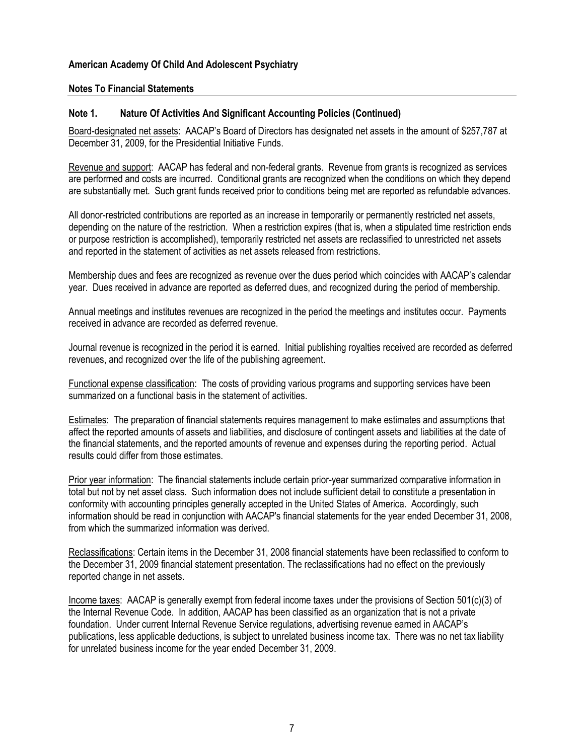**American Academy Of Child And Adolescent Psychiatry**

**Notes To Financial Statements**

## Note 1. Nature Of Activities And Significant Accounting Policies (Continued)

Board-designated net assets: AACAP's Board of Directors has designated net assets in the amount of $257,787 at December 31, 2009, for the Presidential Initiative Funds.

Revenue and support: AACAP has federal and non-federal grants. Revenue from grants is recognized as services are performed and costs are incurred. Conditional grants are recognized when the conditions on which they depend are substantially met. Such grant funds received prior to conditions being met are reported as refundable advances.

All donor-restricted contributions are reported as an increase in temporarily or permanently restricted net assets, depending on the nature of the restriction. When a restriction expires (that is, when a stipulated time restriction ends or purpose restriction is accomplished), temporarily restricted net assets are reclassified to unrestricted net assets and reported in the statement of activities as net assets released from restrictions.

Membership dues and fees are recognized as revenue over the dues period which coincides with AACAP's calendar year. Dues received in advance are reported as deferred dues, and recognized during the period of membership.

Annual meetings and institutes revenues are recognized in the period the meetings and institutes occur. Payments received in advance are recorded as deferred revenue.

Journal revenue is recognized in the period it is earned. Initial publishing royalties received are recorded as deferred revenues, and recognized over the life of the publishing agreement.

Functional expense classification: The costs of providing various programs and supporting services have been summarized on a functional basis in the statement of activities.

Estimates: The preparation of financial statements requires management to make estimates and assumptions that affect the reported amounts of assets and liabilities, and disclosure of contingent assets and liabilities at the date of the financial statements, and the reported amounts of revenue and expenses during the reporting period. Actual results could differ from those estimates.

Prior year information: The financial statements include certain prior-year summarized comparative information in total but not by net asset class. Such information does not include sufficient detail to constitute a presentation in conformity with accounting principles generally accepted in the United States of America. Accordingly, such information should be read in conjunction with AACAP's financial statements for the year ended December 31, 2008, from which the summarized information was derived.

Reclassifications: Certain items in the December 31, 2008 financial statements have been reclassified to conform to the December 31, 2009 financial statement presentation. The reclassifications had no effect on the previously reported change in net assets.

Income taxes: AACAP is generally exempt from federal income taxes under the provisions of Section 501(c)(3) of the Internal Revenue Code. In addition, AACAP has been classified as an organization that is not a private foundation. Under current Internal Revenue Service regulations, advertising revenue earned in AACAP's publications, less applicable deductions, is subject to unrelated business income tax. There was no net tax liability for unrelated business income for the year ended December 31, 2009.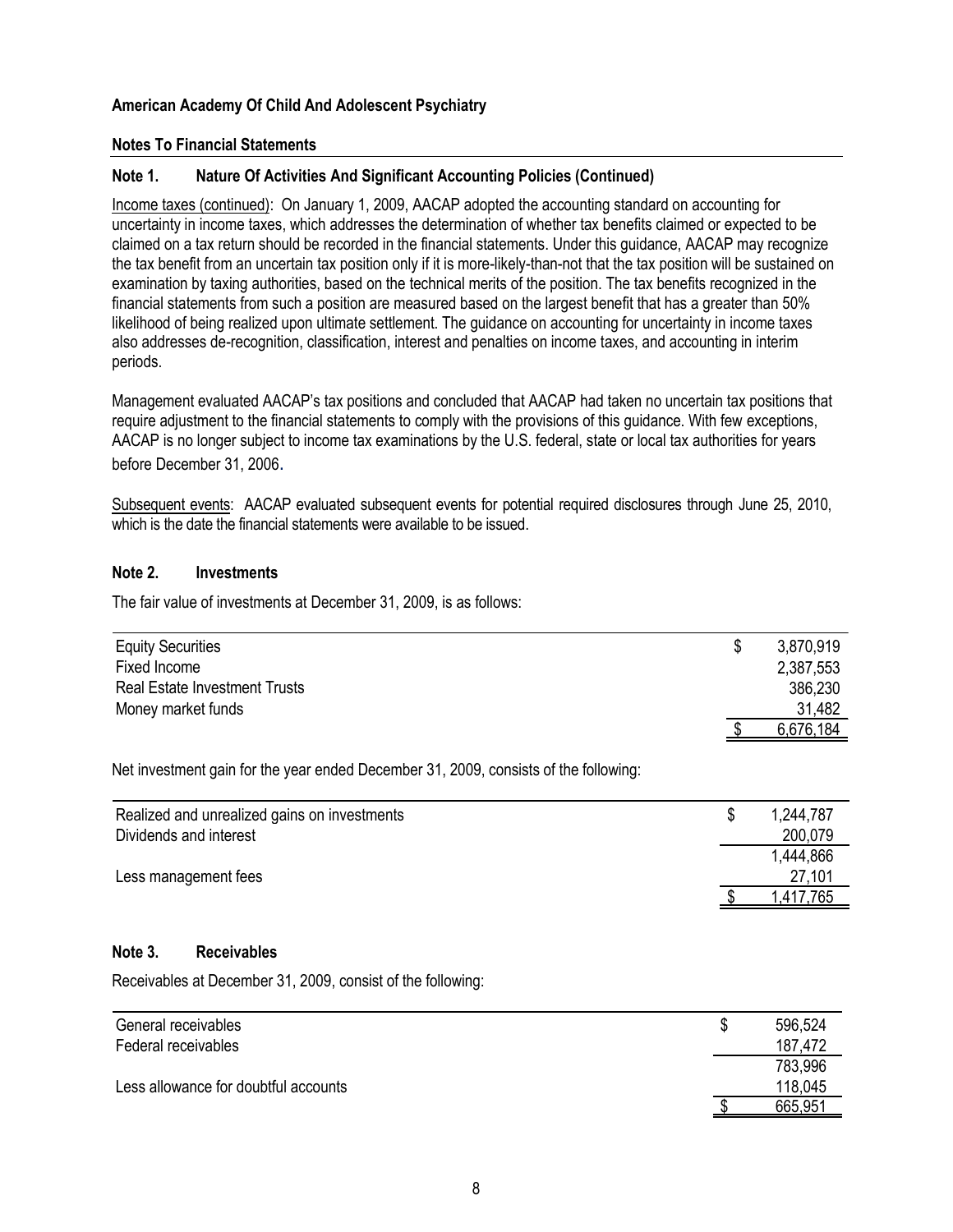**American Academy Of Child And Adolescent Psychiatry**

**Notes To Financial Statements**

## Note 1. Nature Of Activities And Significant Accounting Policies (Continued)

Income taxes (continued): On January 1, 2009, AACAP adopted the accounting standard on accounting for uncertainty in income taxes, which addresses the determination of whether tax benefits claimed or expected to be claimed on a tax return should be recorded in the financial statements. Under this guidance, AACAP may recognize the tax benefit from an uncertain tax position only if it is more-likely-than-not that the tax position will be sustained on examination by taxing authorities, based on the technical merits of the position. The tax benefits recognized in the financial statements from such a position are measured based on the largest benefit that has a greater than 50% likelihood of being realized upon ultimate settlement. The guidance on accounting for uncertainty in income taxes also addresses de-recognition, classification, interest and penalties on income taxes, and accounting in interim periods.

Management evaluated AACAP's tax positions and concluded that AACAP had taken no uncertain tax positions that require adjustment to the financial statements to comply with the provisions of this guidance. With few exceptions, AACAP is no longer subject to income tax examinations by the U.S. federal, state or local tax authorities for years before December 31, 2006.

Subsequent events: AACAP evaluated subsequent events for potential required disclosures through June 25, 2010, which is the date the financial statements were available to be issued.

## Note 2. Investments

The fair value of investments at December 31, 2009, is as follows:

| | |
|---|---|
| Equity Securities | $ 3,870,919 |
| Fixed Income | 2,387,553 |
| Real Estate Investment Trusts | 386,230 |
| Money market funds | 31,482 |
| | $ 6,676,184 |

Net investment gain for the year ended December 31, 2009, consists of the following:

| | |
|---|---|
| Realized and unrealized gains on investments | $ 1,244,787 |
| Dividends and interest | 200,079 |
| | 1,444,866 |
| Less management fees | 27,101 |
| | $ 1,417,765 |

## Note 3. Receivables

Receivables at December 31, 2009, consist of the following:

| | |
|---|---|
| General receivables | $ 596,524 |
| Federal receivables | 187,472 |
| | 783,996 |
| Less allowance for doubtful accounts | 118,045 |
| | $ 665,951 |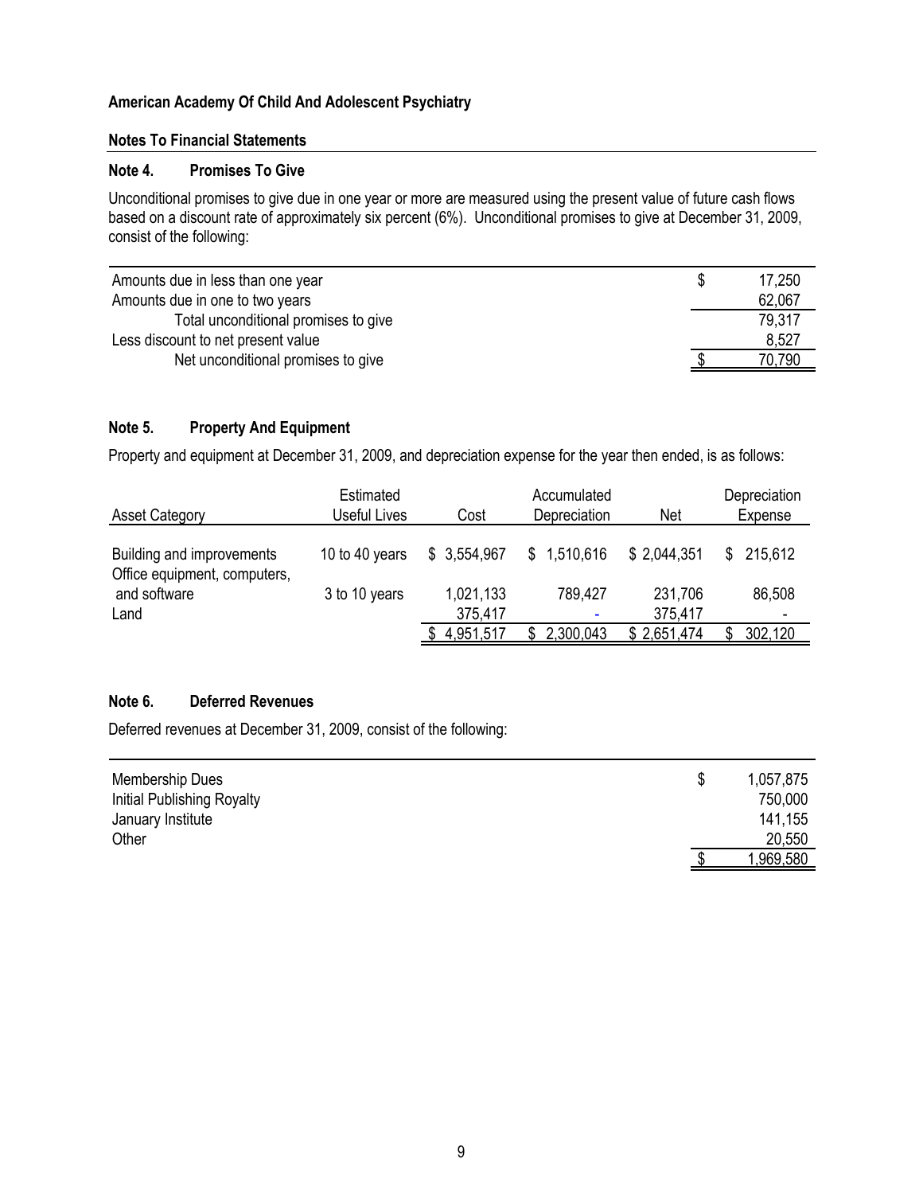**American Academy Of Child And Adolescent Psychiatry**

**Notes To Financial Statements**

## Note 4. Promises To Give

Unconditional promises to give due in one year or more are measured using the present value of future cash flows based on a discount rate of approximately six percent (6%). Unconditional promises to give at December 31, 2009, consist of the following:

| | |
|---|---|
| Amounts due in less than one year | $ 17,250 |
| Amounts due in one to two years | 62,067 |
| Total unconditional promises to give | 79,317 |
| Less discount to net present value | 8,527 |
| Net unconditional promises to give | $ 70,790 |

## Note 5. Property And Equipment

Property and equipment at December 31, 2009, and depreciation expense for the year then ended, is as follows:

| Asset Category | Estimated Useful Lives | Cost | Accumulated Depreciation | Net | Depreciation Expense |
|---|---|---|---|---|---|
| Building and improvements | 10 to 40 years | $ 3,554,967 | $ 1,510,616 | $ 2,044,351 | $ 215,612 |
| Office equipment, computers, and software | 3 to 10 years | 1,021,133 | 789,427 | 231,706 | 86,508 |
| Land | | 375,417 | - | 375,417 | - |
| | | $ 4,951,517 | $ 2,300,043 | $ 2,651,474 | $ 302,120 |

## Note 6. Deferred Revenues

Deferred revenues at December 31, 2009, consist of the following:

| | |
|---|---|
| Membership Dues | $ 1,057,875 |
| Initial Publishing Royalty | 750,000 |
| January Institute | 141,155 |
| Other | 20,550 |
| | $ 1,969,580 |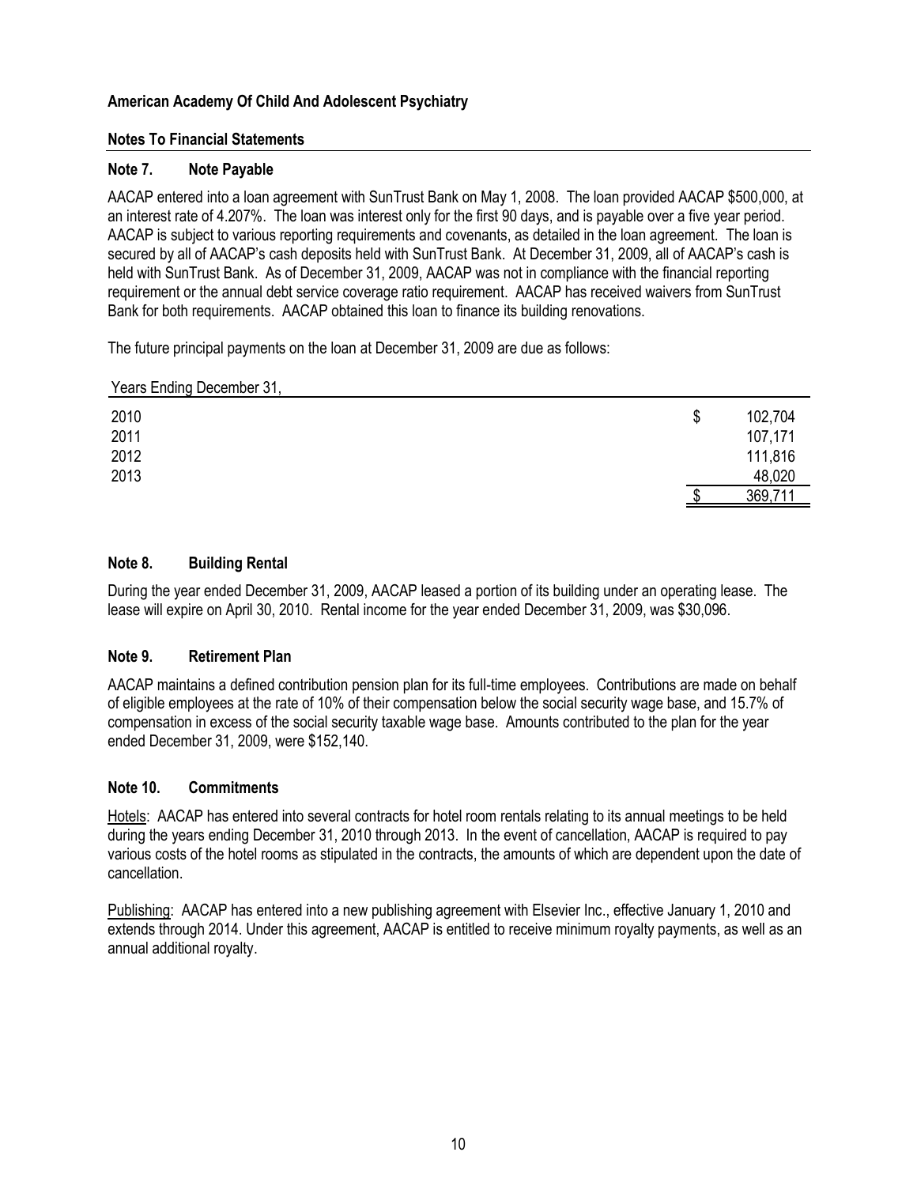**American Academy Of Child And Adolescent Psychiatry**

**Notes To Financial Statements**

## Note 7. Note Payable

AACAP entered into a loan agreement with SunTrust Bank on May 1, 2008. The loan provided AACAP $500,000, at an interest rate of 4.207%. The loan was interest only for the first 90 days, and is payable over a five year period. AACAP is subject to various reporting requirements and covenants, as detailed in the loan agreement. The loan is secured by all of AACAP's cash deposits held with SunTrust Bank. At December 31, 2009, all of AACAP's cash is held with SunTrust Bank. As of December 31, 2009, AACAP was not in compliance with the financial reporting requirement or the annual debt service coverage ratio requirement. AACAP has received waivers from SunTrust Bank for both requirements. AACAP obtained this loan to finance its building renovations.

The future principal payments on the loan at December 31, 2009 are due as follows:

| Years Ending December 31, | |
|---|---|
| 2010 | $ 102,704 |
| 2011 | 107,171 |
| 2012 | 111,816 |
| 2013 | 48,020 |
| | $ 369,711 |

## Note 8. Building Rental

During the year ended December 31, 2009, AACAP leased a portion of its building under an operating lease. The lease will expire on April 30, 2010. Rental income for the year ended December 31, 2009, was $30,096.

## Note 9. Retirement Plan

AACAP maintains a defined contribution pension plan for its full-time employees. Contributions are made on behalf of eligible employees at the rate of 10% of their compensation below the social security wage base, and 15.7% of compensation in excess of the social security taxable wage base. Amounts contributed to the plan for the year ended December 31, 2009, were $152,140.

## Note 10. Commitments

Hotels: AACAP has entered into several contracts for hotel room rentals relating to its annual meetings to be held during the years ending December 31, 2010 through 2013. In the event of cancellation, AACAP is required to pay various costs of the hotel rooms as stipulated in the contracts, the amounts of which are dependent upon the date of cancellation.

Publishing: AACAP has entered into a new publishing agreement with Elsevier Inc., effective January 1, 2010 and extends through 2014. Under this agreement, AACAP is entitled to receive minimum royalty payments, as well as an annual additional royalty.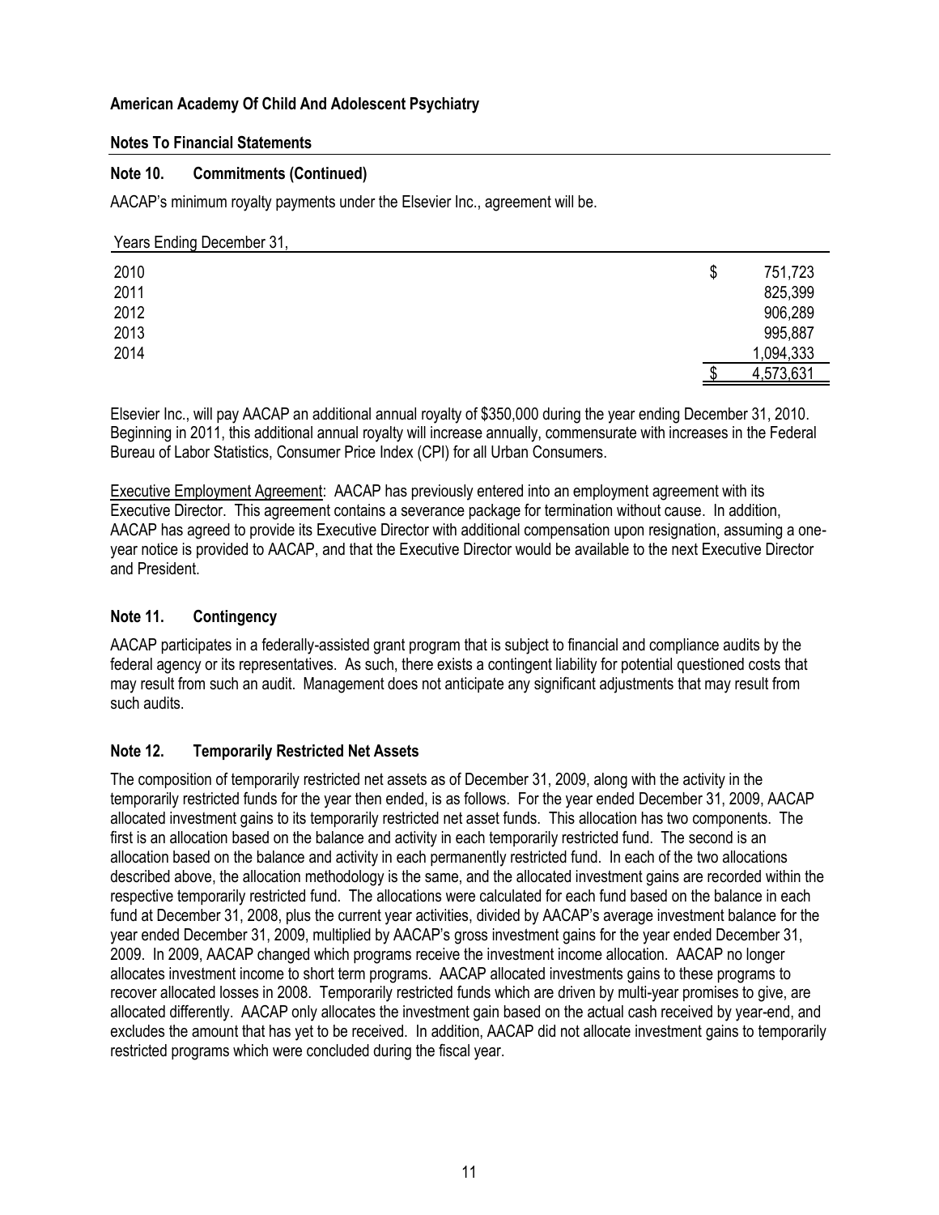**American Academy Of Child And Adolescent Psychiatry**

**Notes To Financial Statements**

## Note 10. Commitments (Continued)

AACAP's minimum royalty payments under the Elsevier Inc., agreement will be.

| Years Ending December 31, | |
|---|---|
| 2010 | $ 751,723 |
| 2011 | 825,399 |
| 2012 | 906,289 |
| 2013 | 995,887 |
| 2014 | 1,094,333 |
| | $ 4,573,631 |

Elsevier Inc., will pay AACAP an additional annual royalty of $350,000 during the year ending December 31, 2010. Beginning in 2011, this additional annual royalty will increase annually, commensurate with increases in the Federal Bureau of Labor Statistics, Consumer Price Index (CPI) for all Urban Consumers.

Executive Employment Agreement: AACAP has previously entered into an employment agreement with its Executive Director. This agreement contains a severance package for termination without cause. In addition, AACAP has agreed to provide its Executive Director with additional compensation upon resignation, assuming a one-year notice is provided to AACAP, and that the Executive Director would be available to the next Executive Director and President.

## Note 11. Contingency

AACAP participates in a federally-assisted grant program that is subject to financial and compliance audits by the federal agency or its representatives. As such, there exists a contingent liability for potential questioned costs that may result from such an audit. Management does not anticipate any significant adjustments that may result from such audits.

## Note 12. Temporarily Restricted Net Assets

The composition of temporarily restricted net assets as of December 31, 2009, along with the activity in the temporarily restricted funds for the year then ended, is as follows. For the year ended December 31, 2009, AACAP allocated investment gains to its temporarily restricted net asset funds. This allocation has two components. The first is an allocation based on the balance and activity in each temporarily restricted fund. The second is an allocation based on the balance and activity in each permanently restricted fund. In each of the two allocations described above, the allocation methodology is the same, and the allocated investment gains are recorded within the respective temporarily restricted fund. The allocations were calculated for each fund based on the balance in each fund at December 31, 2008, plus the current year activities, divided by AACAP's average investment balance for the year ended December 31, 2009, multiplied by AACAP's gross investment gains for the year ended December 31, 2009. In 2009, AACAP changed which programs receive the investment income allocation. AACAP no longer allocates investment income to short term programs. AACAP allocated investments gains to these programs to recover allocated losses in 2008. Temporarily restricted funds which are driven by multi-year promises to give, are allocated differently. AACAP only allocates the investment gain based on the actual cash received by year-end, and excludes the amount that has yet to be received. In addition, AACAP did not allocate investment gains to temporarily restricted programs which were concluded during the fiscal year.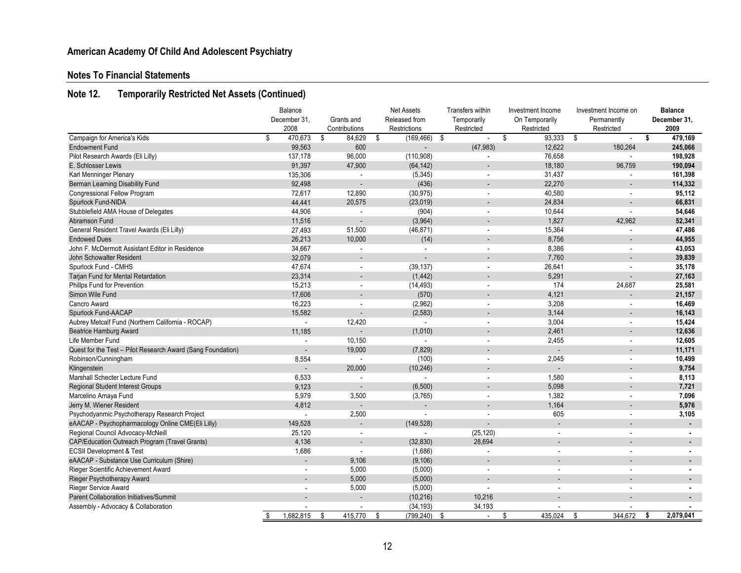## American Academy Of Child And Adolescent Psychiatry

### Notes To Financial Statements

### Note 12. Temporarily Restricted Net Assets (Continued)

| | Balance December 31, 2008 | Grants and Contributions | Net Assets Released from Restrictions | Transfers within Temporarily Restricted | Investment Income On Temporarily Restricted | Investment Income on Permanently Restricted | **Balance December 31, 2009** |
|---|---|---|---|---|---|---|---|
| Campaign for America's Kids | $ 470,673 | $ 84,629 | $ (169,466) | $ - | $ 93,333 | $ - | **$ 479,169** |
| Endowment Fund | 99,563 | 600 | - | (47,983) | 12,622 | 180,264 | **245,066** |
| Pilot Research Awards (Eli Lilly) | 137,178 | 96,000 | (110,908) | - | 76,658 | - | **198,928** |
| E. Schlosser Lewis | 91,397 | 47,900 | (64,142) | - | 18,180 | 96,759 | **190,094** |
| Karl Menninger Plenary | 135,306 | - | (5,345) | - | 31,437 | - | **161,398** |
| Berman Learning Disability Fund | 92,498 | - | (436) | - | 22,270 | - | **114,332** |
| Congressional Fellow Program | 72,617 | 12,890 | (30,975) | - | 40,580 | - | **95,112** |
| Spurlock Fund-NIDA | 44,441 | 20,575 | (23,019) | - | 24,834 | - | **66,831** |
| Stubblefield AMA House of Delegates | 44,906 | - | (904) | - | 10,644 | - | **54,646** |
| Abramson Fund | 11,516 | - | (3,964) | - | 1,827 | 42,962 | **52,341** |
| General Resident Travel Awards (Eli Lilly) | 27,493 | 51,500 | (46,871) | - | 15,364 | - | **47,486** |
| Endowed Dues | 26,213 | 10,000 | (14) | - | 8,756 | - | **44,955** |
| John F. McDermott Assistant Editor in Residence | 34,667 | - | - | - | 8,386 | - | **43,053** |
| John Schowalter Resident | 32,079 | - | - | - | 7,760 | - | **39,839** |
| Spurlock Fund - CMHS | 47,674 | - | (39,137) | - | 26,641 | - | **35,178** |
| Tarjan Fund for Mental Retardation | 23,314 | - | (1,442) | - | 5,291 | - | **27,163** |
| Phillps Fund for Prevention | 15,213 | - | (14,493) | - | 174 | 24,687 | **25,581** |
| Simon Wile Fund | 17,606 | - | (570) | - | 4,121 | - | **21,157** |
| Cancro Award | 16,223 | - | (2,962) | - | 3,208 | - | **16,469** |
| Spurlock Fund-AACAP | 15,582 | - | (2,583) | - | 3,144 | - | **16,143** |
| Aubrey Metcalf Fund (Northern California - ROCAP) | - | 12,420 | - | - | 3,004 | - | **15,424** |
| Beatrice Hamburg Award | 11,185 | - | (1,010) | - | 2,461 | - | **12,636** |
| Life Member Fund | - | 10,150 | - | - | 2,455 | - | **12,605** |
| Quest for the Test – Pilot Research Award (Sang Foundation) | - | 19,000 | (7,829) | - | - | - | **11,171** |
| Robinson/Cunningham | 8,554 | - | (100) | - | 2,045 | - | **10,499** |
| Klingenstein | - | 20,000 | (10,246) | - | - | - | **9,754** |
| Marshall Schecter Lecture Fund | 6,533 | - | - | - | 1,580 | - | **8,113** |
| Regional Student Interest Groups | 9,123 | - | (6,500) | - | 5,098 | - | **7,721** |
| Marcelino Amaya Fund | 5,979 | 3,500 | (3,765) | - | 1,382 | - | **7,096** |
| Jerry M. Wiener Resident | 4,812 | - | - | - | 1,164 | - | **5,976** |
| Psychodyanmic Psychotherapy Research Project | - | 2,500 | - | - | 605 | - | **3,105** |
| eAACAP - Psychopharmacology Online CME(Eli Lilly) | 149,528 | - | (149,528) | - | - | - | **-** |
| Regional Council Advocacy-McNeill | 25,120 | - | - | (25,120) | - | - | **-** |
| CAP/Education Outreach Program (Travel Grants) | 4,136 | - | (32,830) | 28,694 | - | - | **-** |
| ECSII Development & Test | 1,686 | - | (1,686) | - | - | - | **-** |
| eAACAP - Substance Use Curriculum (Shire) | - | 9,106 | (9,106) | - | - | - | **-** |
| Rieger Scientific Achievement Award | - | 5,000 | (5,000) | - | - | - | **-** |
| Rieger Psychotherapy Award | - | 5,000 | (5,000) | - | - | - | **-** |
| Rieger Service Award | - | 5,000 | (5,000) | - | - | - | **-** |
| Parent Collaboration Initiatives/Summit | - | - | (10,216) | 10,216 | - | - | **-** |
| Assembly - Advocacy & Collaboration | - | - | (34,193) | 34,193 | - | - | **-** |
| | $ 1,682,815 | $ 415,770 | $ (799,240) | $ - | $ 435,024 | $ 344,672 | **$ 2,079,041** |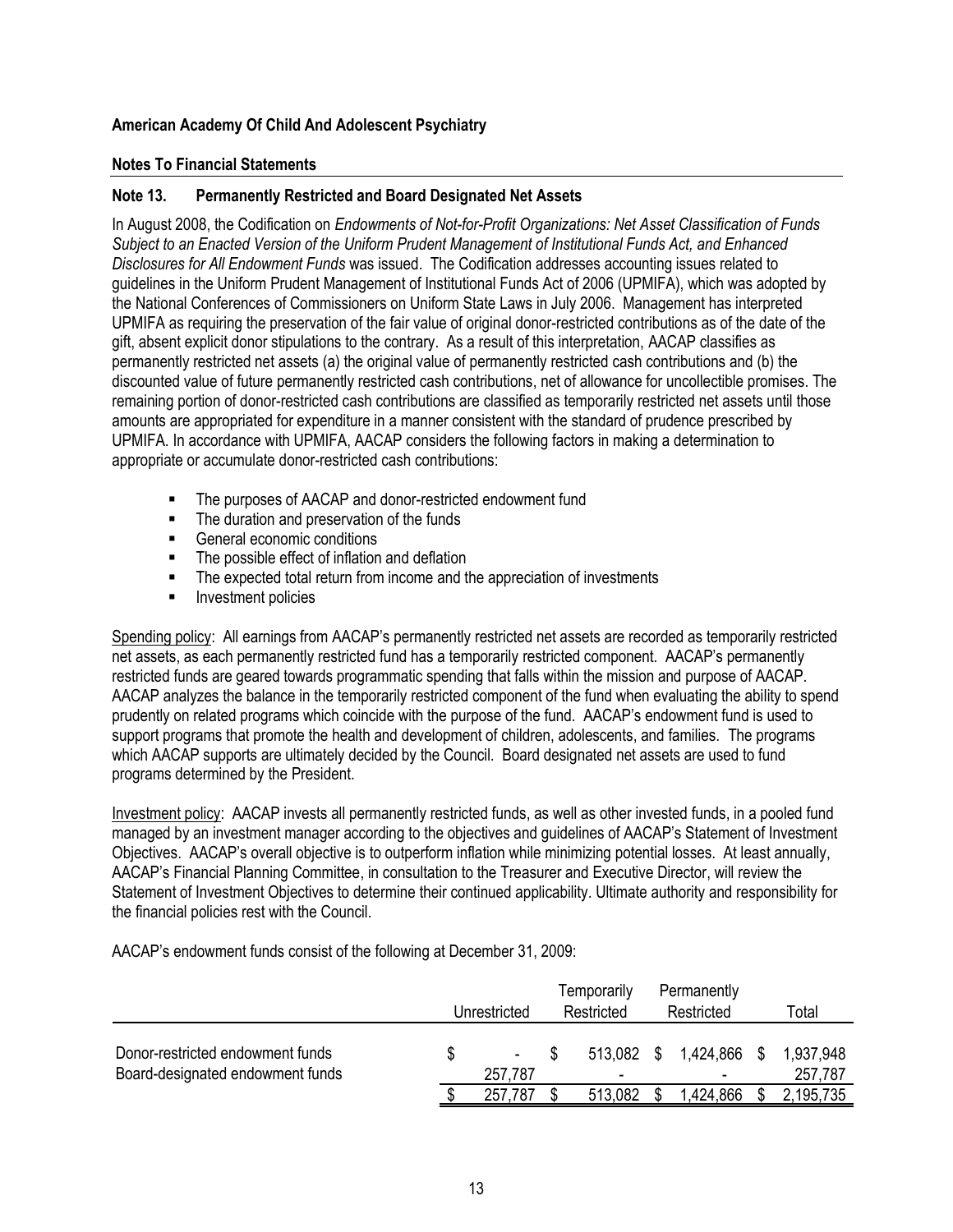**American Academy Of Child And Adolescent Psychiatry**

**Notes To Financial Statements**

**Note 13. Permanently Restricted and Board Designated Net Assets**

In August 2008, the Codification on *Endowments of Not-for-Profit Organizations: Net Asset Classification of Funds Subject to an Enacted Version of the Uniform Prudent Management of Institutional Funds Act, and Enhanced Disclosures for All Endowment Funds* was issued. The Codification addresses accounting issues related to guidelines in the Uniform Prudent Management of Institutional Funds Act of 2006 (UPMIFA), which was adopted by the National Conferences of Commissioners on Uniform State Laws in July 2006. Management has interpreted UPMIFA as requiring the preservation of the fair value of original donor-restricted contributions as of the date of the gift, absent explicit donor stipulations to the contrary. As a result of this interpretation, AACAP classifies as permanently restricted net assets (a) the original value of permanently restricted cash contributions and (b) the discounted value of future permanently restricted cash contributions, net of allowance for uncollectible promises. The remaining portion of donor-restricted cash contributions are classified as temporarily restricted net assets until those amounts are appropriated for expenditure in a manner consistent with the standard of prudence prescribed by UPMIFA. In accordance with UPMIFA, AACAP considers the following factors in making a determination to appropriate or accumulate donor-restricted cash contributions:

- The purposes of AACAP and donor-restricted endowment fund
- The duration and preservation of the funds
- General economic conditions
- The possible effect of inflation and deflation
- The expected total return from income and the appreciation of investments
- Investment policies

Spending policy: All earnings from AACAP's permanently restricted net assets are recorded as temporarily restricted net assets, as each permanently restricted fund has a temporarily restricted component. AACAP's permanently restricted funds are geared towards programmatic spending that falls within the mission and purpose of AACAP. AACAP analyzes the balance in the temporarily restricted component of the fund when evaluating the ability to spend prudently on related programs which coincide with the purpose of the fund. AACAP's endowment fund is used to support programs that promote the health and development of children, adolescents, and families. The programs which AACAP supports are ultimately decided by the Council. Board designated net assets are used to fund programs determined by the President.

Investment policy: AACAP invests all permanently restricted funds, as well as other invested funds, in a pooled fund managed by an investment manager according to the objectives and guidelines of AACAP's Statement of Investment Objectives. AACAP's overall objective is to outperform inflation while minimizing potential losses. At least annually, AACAP's Financial Planning Committee, in consultation to the Treasurer and Executive Director, will review the Statement of Investment Objectives to determine their continued applicability. Ultimate authority and responsibility for the financial policies rest with the Council.

AACAP's endowment funds consist of the following at December 31, 2009:

| | Unrestricted | Temporarily Restricted | Permanently Restricted | Total |
|---|---|---|---|---|
| Donor-restricted endowment funds | $ - | $ 513,082 | $ 1,424,866 | $ 1,937,948 |
| Board-designated endowment funds | 257,787 | - | - | 257,787 |
| | $ 257,787 | $ 513,082 | $ 1,424,866 | $ 2,195,735 |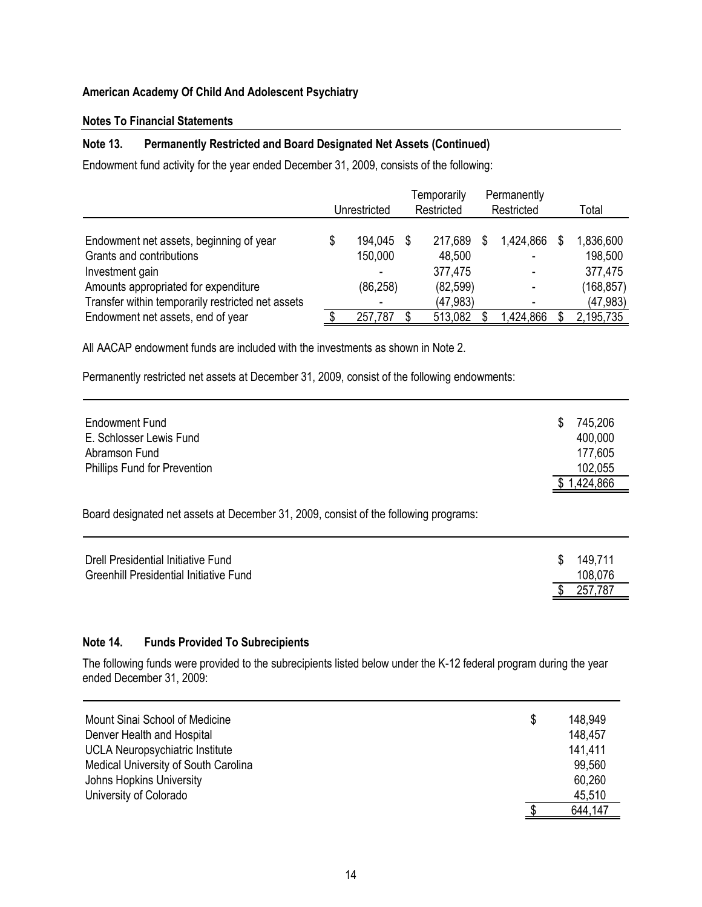**American Academy Of Child And Adolescent Psychiatry**

**Notes To Financial Statements**

**Note 13. Permanently Restricted and Board Designated Net Assets (Continued)**

Endowment fund activity for the year ended December 31, 2009, consists of the following:

| | Unrestricted | Temporarily Restricted | Permanently Restricted | Total |
|---|---|---|---|---|
| Endowment net assets, beginning of year | $ 194,045 | $ 217,689 | $ 1,424,866 | $ 1,836,600 |
| Grants and contributions | 150,000 | 48,500 | - | 198,500 |
| Investment gain | - | 377,475 | - | 377,475 |
| Amounts appropriated for expenditure | (86,258) | (82,599) | - | (168,857) |
| Transfer within temporarily restricted net assets | - | (47,983) | - | (47,983) |
| Endowment net assets, end of year | $ 257,787 | $ 513,082 | $ 1,424,866 | $ 2,195,735 |

All AACAP endowment funds are included with the investments as shown in Note 2.

Permanently restricted net assets at December 31, 2009, consist of the following endowments:

| | |
|---|---|
| Endowment Fund | $ 745,206 |
| E. Schlosser Lewis Fund | 400,000 |
| Abramson Fund | 177,605 |
| Phillips Fund for Prevention | 102,055 |
| | $ 1,424,866 |

Board designated net assets at December 31, 2009, consist of the following programs:

| | |
|---|---|
| Drell Presidential Initiative Fund | $ 149,711 |
| Greenhill Presidential Initiative Fund | 108,076 |
| | $ 257,787 |

**Note 14. Funds Provided To Subrecipients**

The following funds were provided to the subrecipients listed below under the K-12 federal program during the year ended December 31, 2009:

| | |
|---|---|
| Mount Sinai School of Medicine | $ 148,949 |
| Denver Health and Hospital | 148,457 |
| UCLA Neuropsychiatric Institute | 141,411 |
| Medical University of South Carolina | 99,560 |
| Johns Hopkins University | 60,260 |
| University of Colorado | 45,510 |
| | $ 644,147 |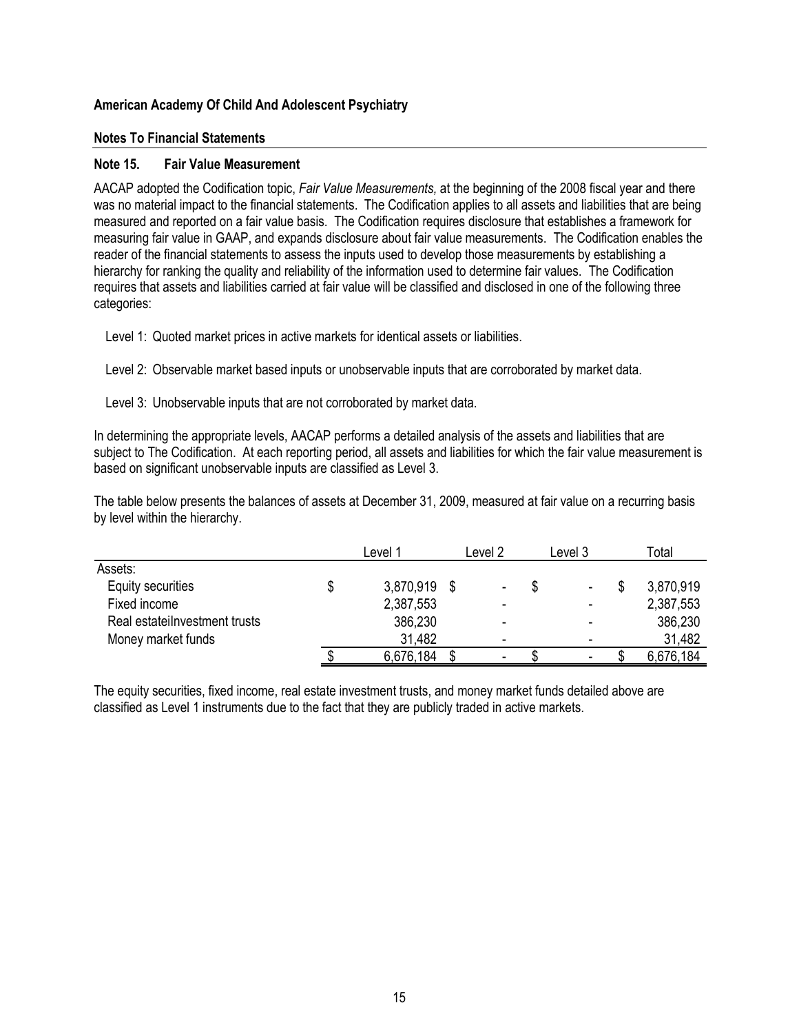**American Academy Of Child And Adolescent Psychiatry**

**Notes To Financial Statements**

**Note 15. Fair Value Measurement**

AACAP adopted the Codification topic, *Fair Value Measurements,* at the beginning of the 2008 fiscal year and there was no material impact to the financial statements. The Codification applies to all assets and liabilities that are being measured and reported on a fair value basis. The Codification requires disclosure that establishes a framework for measuring fair value in GAAP, and expands disclosure about fair value measurements. The Codification enables the reader of the financial statements to assess the inputs used to develop those measurements by establishing a hierarchy for ranking the quality and reliability of the information used to determine fair values. The Codification requires that assets and liabilities carried at fair value will be classified and disclosed in one of the following three categories:

Level 1: Quoted market prices in active markets for identical assets or liabilities.

Level 2: Observable market based inputs or unobservable inputs that are corroborated by market data.

Level 3: Unobservable inputs that are not corroborated by market data.

In determining the appropriate levels, AACAP performs a detailed analysis of the assets and liabilities that are subject to The Codification. At each reporting period, all assets and liabilities for which the fair value measurement is based on significant unobservable inputs are classified as Level 3.

The table below presents the balances of assets at December 31, 2009, measured at fair value on a recurring basis by level within the hierarchy.

| | Level 1 | Level 2 | Level 3 | Total |
|---|---|---|---|---|
| Assets: | | | | |
| Equity securities | $ 3,870,919 | $ - | $ - | $ 3,870,919 |
| Fixed income | 2,387,553 | - | - | 2,387,553 |
| Real estateInvestment trusts | 386,230 | - | - | 386,230 |
| Money market funds | 31,482 | - | - | 31,482 |
| | $ 6,676,184 | $ - | $ - | $ 6,676,184 |

The equity securities, fixed income, real estate investment trusts, and money market funds detailed above are classified as Level 1 instruments due to the fact that they are publicly traded in active markets.